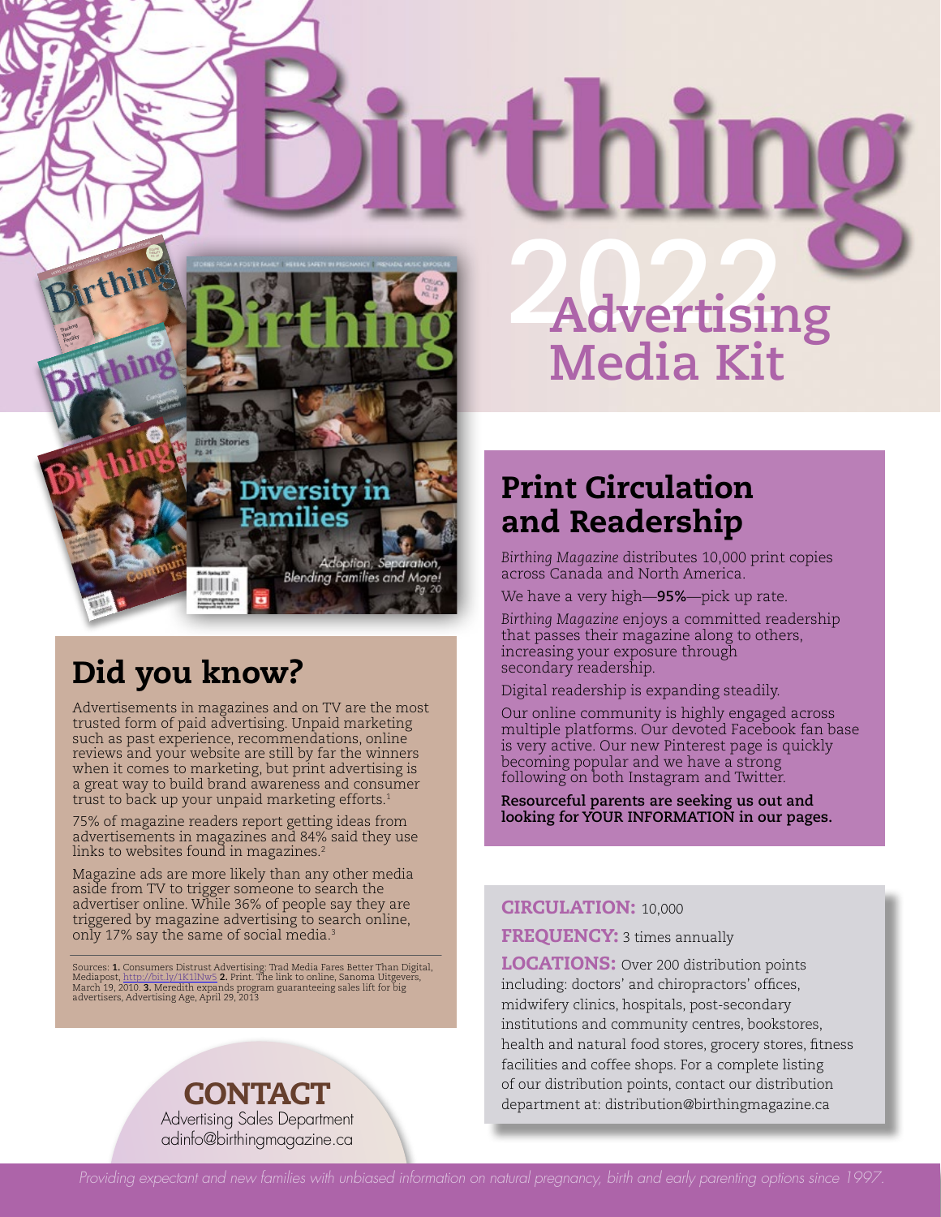# Birthing

## 2022 Advertising Media Kit

## Print Circulation and Readership

*Birthing Magazine* distributes 10,000 print copies across Canada and North America.

We have a very high—**95%**—pick up rate.

*Birthing Magazine* enjoys a committed readership that passes their magazine along to others, increasing your exposure through secondary readership.

Digital readership is expanding steadily.

Our online community is highly engaged across multiple platforms. Our devoted Facebook fan base is very active. Our new Pinterest page is quickly becoming popular and we have a strong following on both Instagram and Twitter.

**Resourceful parents are seeking us out and looking for YOUR INFORMATION in our pages.**

**CIRCULATION:** 10,000

**FREQUENCY:** 3 times annually

**LOCATIONS:** Over 200 distribution points including: doctors' and chiropractors' offices, midwifery clinics, hospitals, post-secondary institutions and community centres, bookstores, health and natural food stores, grocery stores, fitness facilities and coffee shops. For a complete listing of our distribution points, contact our distribution department at: distribution@birthingmagazine.ca

## Did you know?

Advertisements in magazines and on TV are the most trusted form of paid advertising. Unpaid marketing such as past experience, recommendations, online reviews and your website are still by far the winners when it comes to marketing, but print advertising is a great way to build brand awareness and consumer trust to back up your unpaid marketing efforts.[1]

75% of magazine readers report getting ideas from advertisements in magazines and 84% said they use links to websites found in magazines.[2]

Magazine ads are more likely than any other media aside from TV to trigger someone to search the advertiser online. While 36% of people say they are triggered by magazine advertising to search online, only 17% say the same of social media.[3]

Sources: **1.** Consumers Distrust Advertising: Trad Media Fares Better Than Digital, Mediapost, http://bit.ly/1K1lNw5 **2.** Print. The link to online, Sanoma Uitgevers, March 19, 2010. **3.** Meredith expands program guaranteeing sales lift for big advertisers, Advertising Age, April 29, 2013

## CONTACT

Advertising Sales Department
adinfo@birthingmagazine.ca

*Providing expectant and new families with unbiased information on natural pregnancy, birth and early parenting options since 1997.*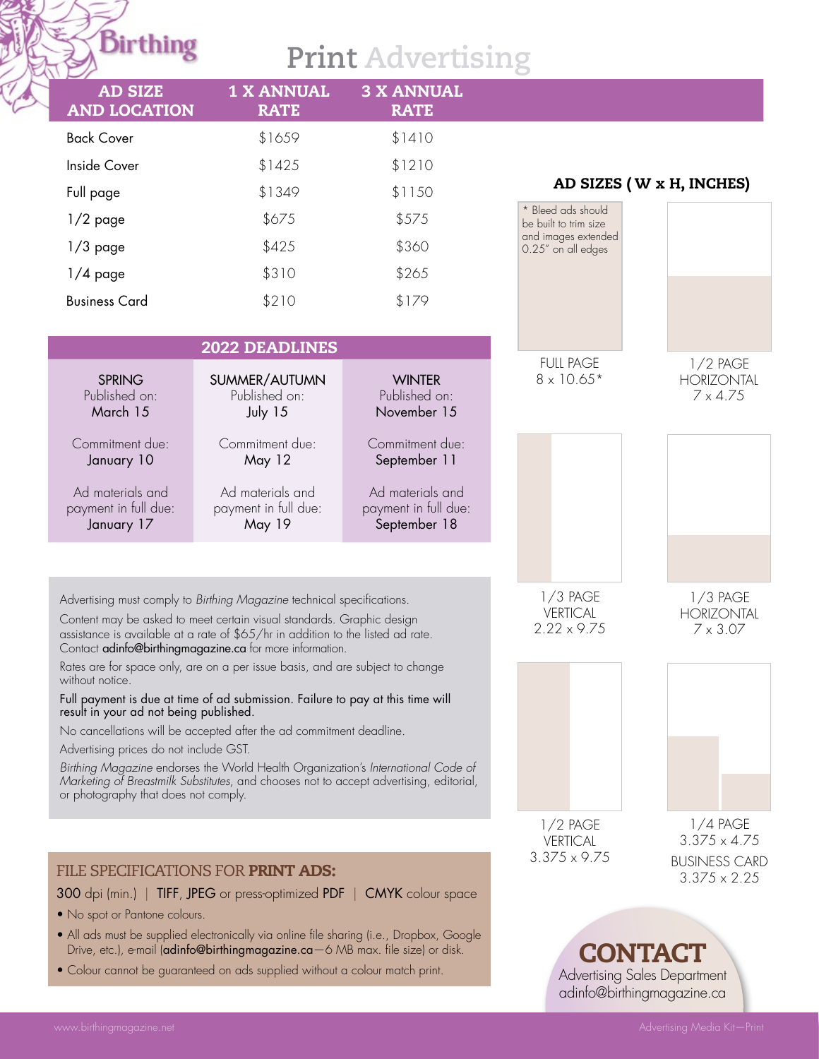# Birthing

# Print Advertising

| AD SIZE AND LOCATION | 1 X ANNUAL RATE | 3 X ANNUAL RATE |
|---|---|---|
| Back Cover | $1659 | $1410 |
| Inside Cover | $1425 | $1210 |
| Full page | $1349 | $1150 |
| 1/2 page | $675 | $575 |
| 1/3 page | $425 | $360 |
| 1/4 page | $310 | $265 |
| Business Card | $210 | $179 |

## 2022 DEADLINES

| SPRING | SUMMER/AUTUMN | WINTER |
|---|---|---|
| Published on: March 15 | Published on: July 15 | Published on: November 15 |
| Commitment due: January 10 | Commitment due: May 12 | Commitment due: September 11 |
| Ad materials and payment in full due: January 17 | Ad materials and payment in full due: May 19 | Ad materials and payment in full due: September 18 |

Advertising must comply to *Birthing Magazine* technical specifications.

Content may be asked to meet certain visual standards. Graphic design assistance is available at a rate of $65/hr in addition to the listed ad rate. Contact adinfo@birthingmagazine.ca for more information.

Rates are for space only, are on a per issue basis, and are subject to change without notice.

Full payment is due at time of ad submission. Failure to pay at this time will result in your ad not being published.

No cancellations will be accepted after the ad commitment deadline.

Advertising prices do not include GST.

*Birthing Magazine* endorses the World Health Organization's *International Code of Marketing of Breastmilk Substitutes*, and chooses not to accept advertising, editorial, or photography that does not comply.

## FILE SPECIFICATIONS FOR **PRINT ADS:**

300 dpi (min.) | TIFF, JPEG or press-optimized PDF | CMYK colour space

- No spot or Pantone colours.
- All ads must be supplied electronically via online file sharing (i.e., Dropbox, Google Drive, etc.), e-mail (adinfo@birthingmagazine.ca—6 MB max. file size) or disk.
- Colour cannot be guaranteed on ads supplied without a colour match print.

## AD SIZES (W x H, INCHES)

* Bleed ads should be built to trim size and images extended 0.25" on all edges

- FULL PAGE 8 x 10.65*
- 1/2 PAGE HORIZONTAL 7 x 4.75
- 1/3 PAGE VERTICAL 2.22 x 9.75
- 1/3 PAGE HORIZONTAL 7 x 3.07
- 1/2 PAGE VERTICAL 3.375 x 9.75
- 1/4 PAGE 3.375 x 4.75
- BUSINESS CARD 3.375 x 2.25

## CONTACT

Advertising Sales Department
adinfo@birthingmagazine.ca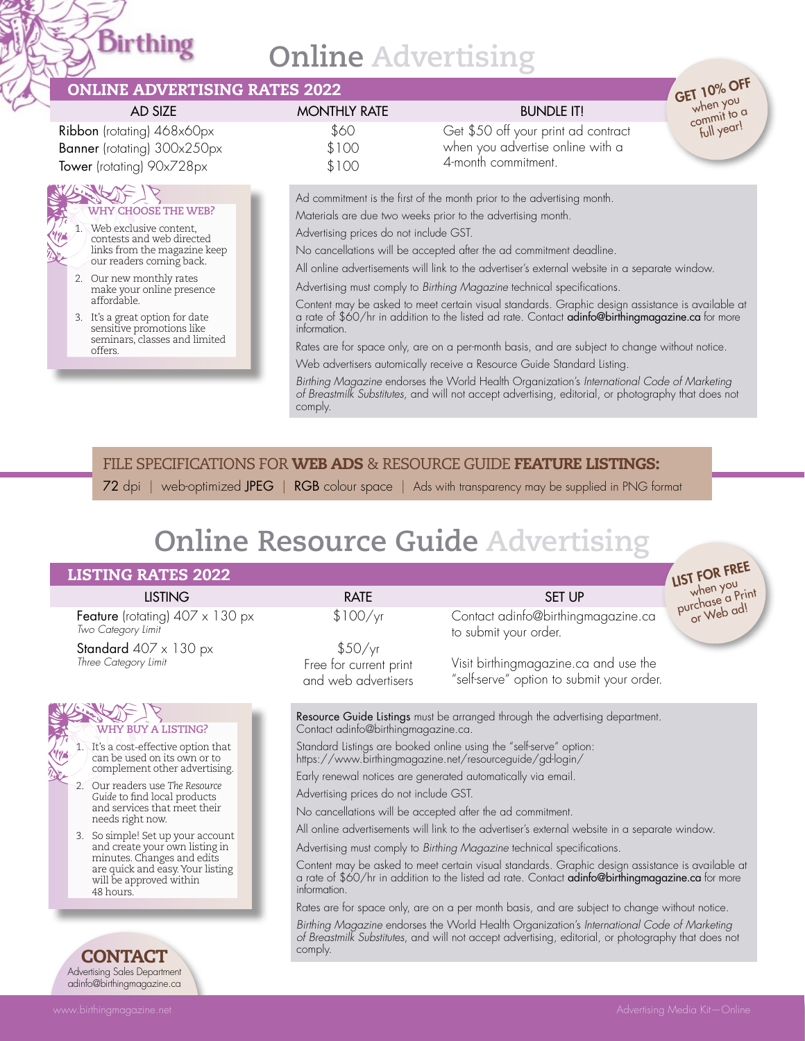Birthing

# Online Advertising

## ONLINE ADVERTISING RATES 2022

GET 10% OFF when you commit to a full year!

| AD SIZE | MONTHLY RATE | BUNDLE IT! |
|---|---|---|
| **Ribbon** (rotating) 468x60px | $60 | Get $50 off your print ad contract when you advertise online with a 4-month commitment. |
| **Banner** (rotating) 300x250px | $100 | |
| **Tower** (rotating) 90x728px | $100 | |

### WHY CHOOSE THE WEB?

1. Web exclusive content, contests and web directed links from the magazine keep our readers coming back.
2. Our new monthly rates make your online presence affordable.
3. It's a great option for date sensitive promotions like seminars, classes and limited offers.

Ad commitment is the first of the month prior to the advertising month.

Materials are due two weeks prior to the advertising month.

Advertising prices do not include GST.

No cancellations will be accepted after the ad commitment deadline.

All online advertisements will link to the advertiser's external website in a separate window.

Advertising must comply to *Birthing Magazine* technical specifications.

Content may be asked to meet certain visual standards. Graphic design assistance is available at a rate of $60/hr in addition to the listed ad rate. Contact **adinfo@birthingmagazine.ca** for more information.

Rates are for space only, are on a per-month basis, and are subject to change without notice.

Web advertisers automically receive a Resource Guide Standard Listing.

*Birthing Magazine* endorses the World Health Organization's *International Code of Marketing of Breastmilk Substitutes*, and will not accept advertising, editorial, or photography that does not comply.

## FILE SPECIFICATIONS FOR **WEB ADS** & RESOURCE GUIDE **FEATURE LISTINGS:**

**72** dpi | web-optimized **JPEG** | **RGB** colour space | Ads with transparency may be supplied in PNG format

# Online Resource Guide Advertising

## LISTING RATES 2022

LIST FOR FREE when you purchase a Print or Web ad!

| LISTING | RATE | SET UP |
|---|---|---|
| **Feature** (rotating) 407 x 130 px *Two Category Limit* | $100/yr | Contact adinfo@birthingmagazine.ca to submit your order. |
| **Standard** 407 x 130 px *Three Category Limit* | $50/yr Free for current print and web advertisers | Visit birthingmagazine.ca and use the "self-serve" option to submit your order. |

### WHY BUY A LISTING?

1. It's a cost-effective option that can be used on its own or to complement other advertising.
2. Our readers use *The Resource Guide* to find local products and services that meet their needs right now.
3. So simple! Set up your account and create your own listing in minutes. Changes and edits are quick and easy. Your listing will be approved within 48 hours.

**Resource Guide Listings** must be arranged through the advertising department. Contact adinfo@birthingmagazine.ca.

Standard Listings are booked online using the "self-serve" option: https://www.birthingmagazine.net/resourceguide/gd-login/

Early renewal notices are generated automatically via email.

Advertising prices do not include GST.

No cancellations will be accepted after the ad commitment.

All online advertisements will link to the advertiser's external website in a separate window.

Advertising must comply to *Birthing Magazine* technical specifications.

Content may be asked to meet certain visual standards. Graphic design assistance is available at a rate of $60/hr in addition to the listed ad rate. Contact **adinfo@birthingmagazine.ca** for more information.

Rates are for space only, are on a per month basis, and are subject to change without notice.

*Birthing Magazine* endorses the World Health Organization's *International Code of Marketing of Breastmilk Substitutes*, and will not accept advertising, editorial, or photography that does not comply.

## CONTACT

Advertising Sales Department
adinfo@birthingmagazine.ca